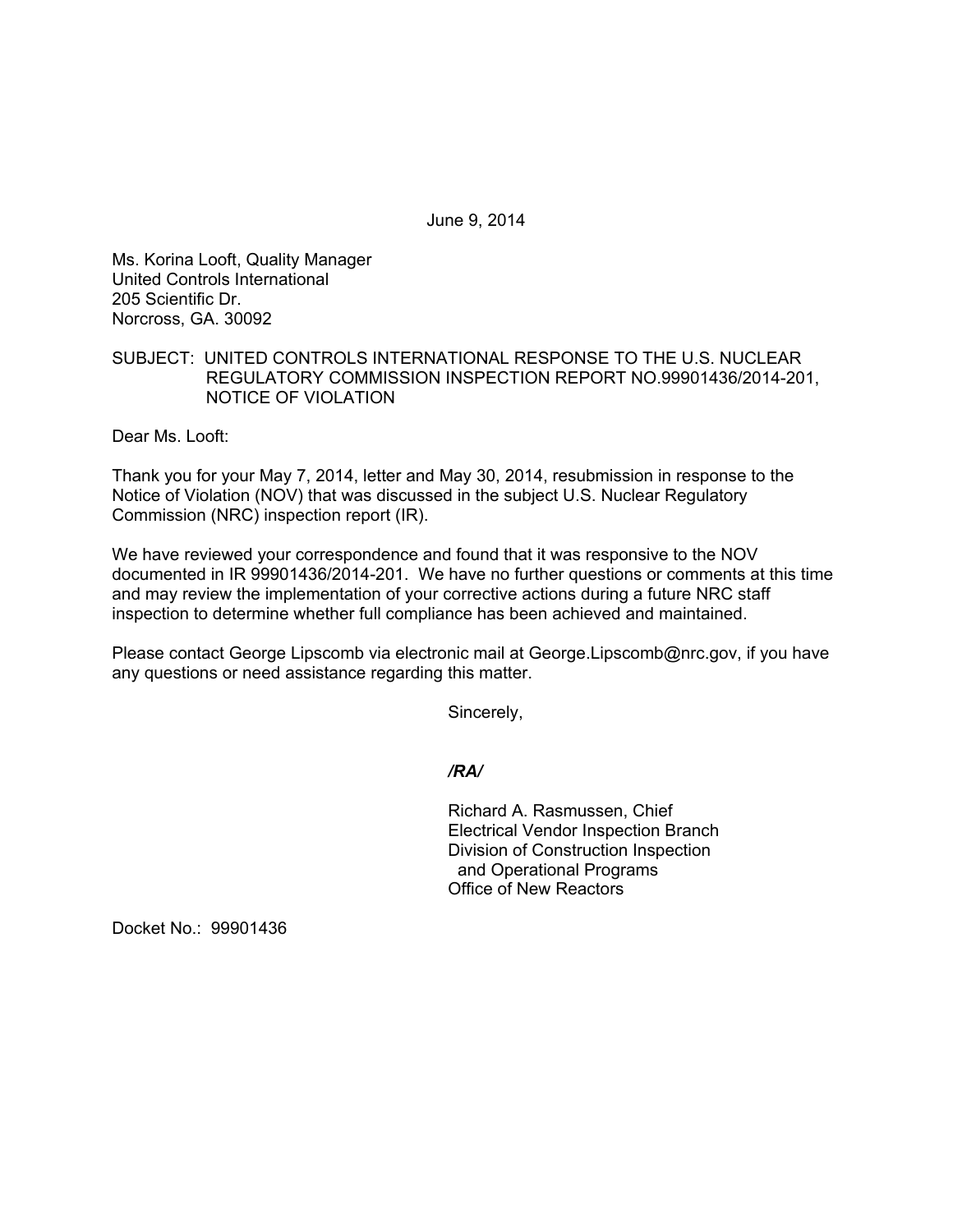June 9, 2014

Ms. Korina Looft, Quality Manager
United Controls International
205 Scientific Dr.
Norcross, GA. 30092

SUBJECT: UNITED CONTROLS INTERNATIONAL RESPONSE TO THE U.S. NUCLEAR REGULATORY COMMISSION INSPECTION REPORT NO.99901436/2014-201, NOTICE OF VIOLATION

Dear Ms. Looft:

Thank you for your May 7, 2014, letter and May 30, 2014, resubmission in response to the Notice of Violation (NOV) that was discussed in the subject U.S. Nuclear Regulatory Commission (NRC) inspection report (IR).

We have reviewed your correspondence and found that it was responsive to the NOV documented in IR 99901436/2014-201. We have no further questions or comments at this time and may review the implementation of your corrective actions during a future NRC staff inspection to determine whether full compliance has been achieved and maintained.

Please contact George Lipscomb via electronic mail at George.Lipscomb@nrc.gov, if you have any questions or need assistance regarding this matter.

Sincerely,

*/RA/*

Richard A. Rasmussen, Chief
Electrical Vendor Inspection Branch
Division of Construction Inspection
and Operational Programs
Office of New Reactors

Docket No.: 99901436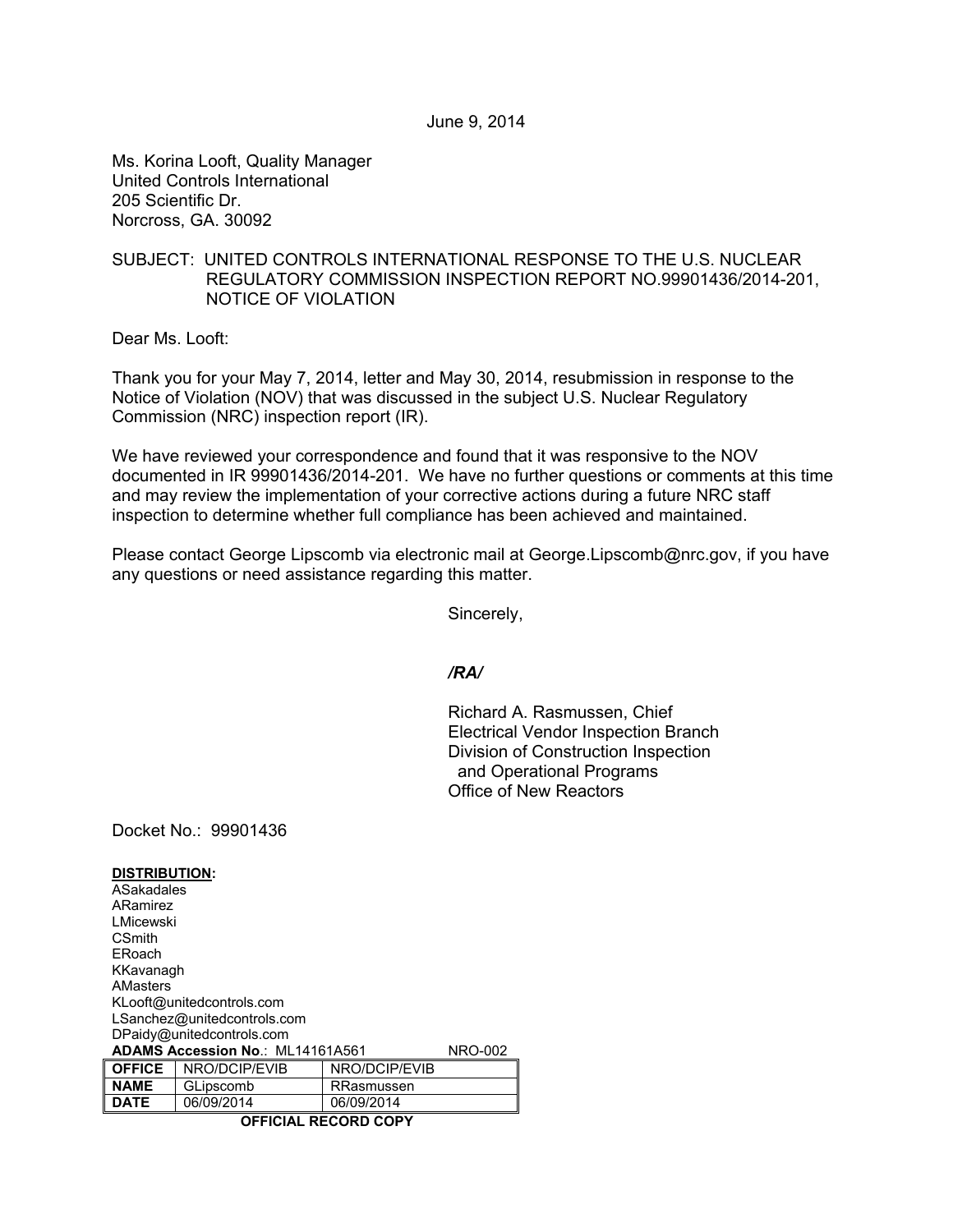June 9, 2014

Ms. Korina Looft, Quality Manager
United Controls International
205 Scientific Dr.
Norcross, GA. 30092

SUBJECT: UNITED CONTROLS INTERNATIONAL RESPONSE TO THE U.S. NUCLEAR REGULATORY COMMISSION INSPECTION REPORT NO.99901436/2014-201, NOTICE OF VIOLATION

Dear Ms. Looft:

Thank you for your May 7, 2014, letter and May 30, 2014, resubmission in response to the Notice of Violation (NOV) that was discussed in the subject U.S. Nuclear Regulatory Commission (NRC) inspection report (IR).

We have reviewed your correspondence and found that it was responsive to the NOV documented in IR 99901436/2014-201. We have no further questions or comments at this time and may review the implementation of your corrective actions during a future NRC staff inspection to determine whether full compliance has been achieved and maintained.

Please contact George Lipscomb via electronic mail at George.Lipscomb@nrc.gov, if you have any questions or need assistance regarding this matter.

Sincerely,

*/RA/*

Richard A. Rasmussen, Chief
Electrical Vendor Inspection Branch
Division of Construction Inspection
and Operational Programs
Office of New Reactors

Docket No.: 99901436

**DISTRIBUTION:**
ASakadales
ARamirez
LMicewski
CSmith
ERoach
KKavanagh
AMasters
KLooft@unitedcontrols.com
LSanchez@unitedcontrols.com
DPaidy@unitedcontrols.com

**ADAMS Accession No**.: ML14161A561 NRO-002

| **OFFICE** | NRO/DCIP/EVIB | NRO/DCIP/EVIB |
|---|---|---|
| **NAME** | GLipscomb | RRasmussen |
| **DATE** | 06/09/2014 | 06/09/2014 |

**OFFICIAL RECORD COPY**